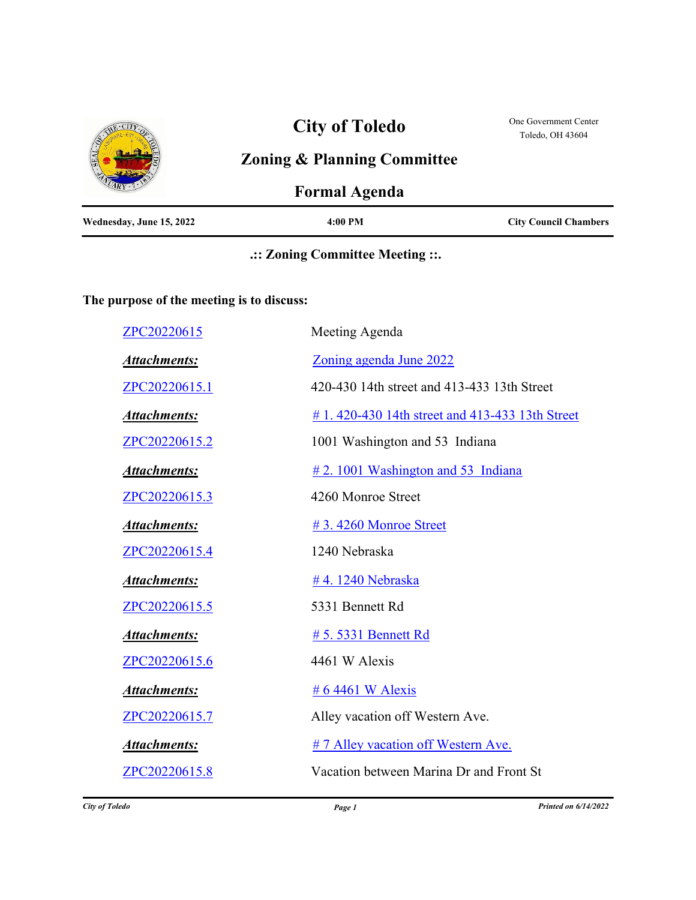# City of Toledo

## Zoning & Planning Committee

## Formal Agenda

One Government Center
Toledo, OH 43604

| Wednesday, June 15, 2022 | 4:00 PM | City Council Chambers |
|---|---|---|

**.:: Zoning Committee Meeting ::.**

**The purpose of the meeting is to discuss:**

| | |
|---|---|
| ZPC20220615 | Meeting Agenda |
| ***Attachments:*** | Zoning agenda June 2022 |
| ZPC20220615.1 | 420-430 14th street and 413-433 13th Street |
| ***Attachments:*** | # 1. 420-430 14th street and 413-433 13th Street |
| ZPC20220615.2 | 1001 Washington and 53  Indiana |
| ***Attachments:*** | # 2. 1001 Washington and 53  Indiana |
| ZPC20220615.3 | 4260 Monroe Street |
| ***Attachments:*** | # 3. 4260 Monroe Street |
| ZPC20220615.4 | 1240 Nebraska |
| ***Attachments:*** | # 4. 1240 Nebraska |
| ZPC20220615.5 | 5331 Bennett Rd |
| ***Attachments:*** | # 5. 5331 Bennett Rd |
| ZPC20220615.6 | 4461 W Alexis |
| ***Attachments:*** | # 6 4461 W Alexis |
| ZPC20220615.7 | Alley vacation off Western Ave. |
| ***Attachments:*** | # 7 Alley vacation off Western Ave. |
| ZPC20220615.8 | Vacation between Marina Dr and Front St |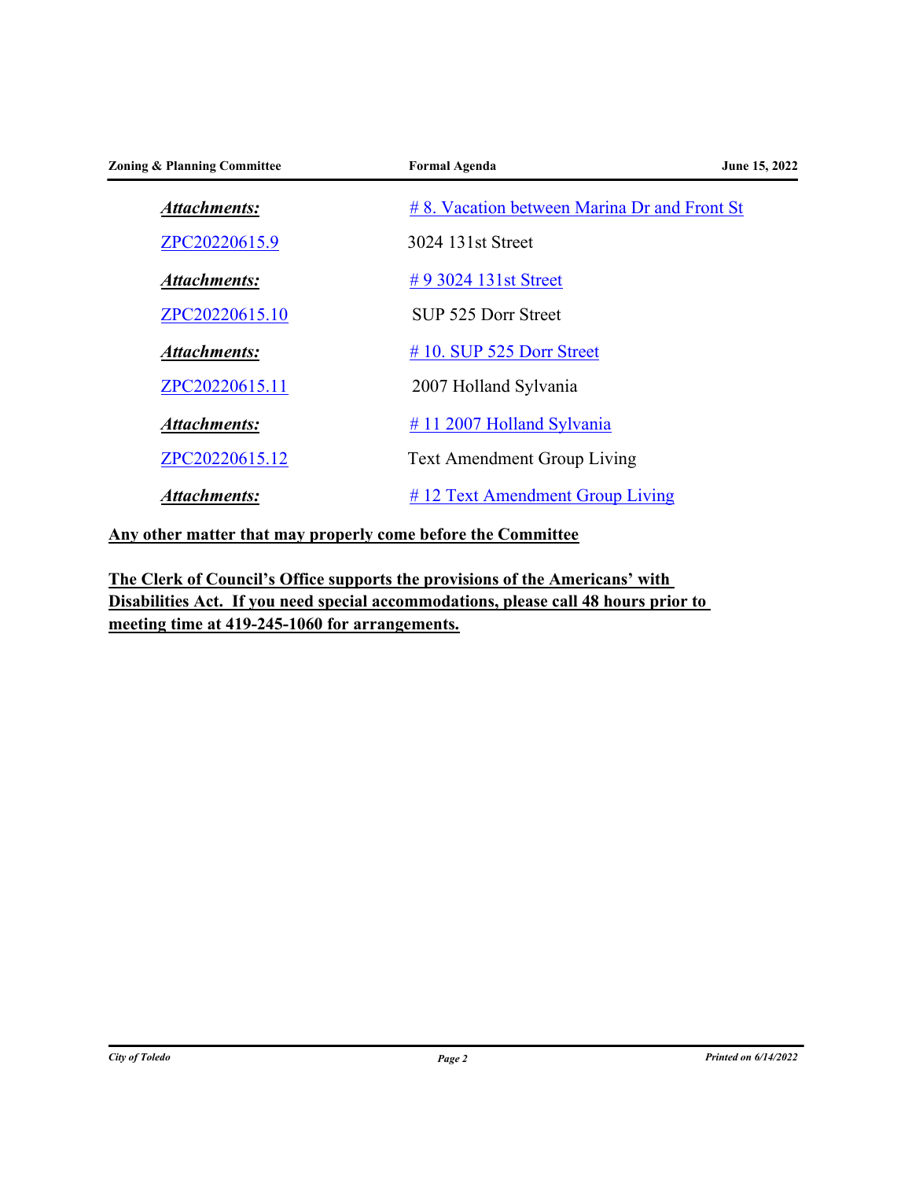| | |
|---|---|
| ***Attachments:*** | # 8. Vacation between Marina Dr and Front St |
| ZPC20220615.9 | 3024 131st Street |
| ***Attachments:*** | # 9 3024 131st Street |
| ZPC20220615.10 | SUP 525 Dorr Street |
| ***Attachments:*** | # 10. SUP 525 Dorr Street |
| ZPC20220615.11 | 2007 Holland Sylvania |
| ***Attachments:*** | # 11 2007 Holland Sylvania |
| ZPC20220615.12 | Text Amendment Group Living |
| ***Attachments:*** | # 12 Text Amendment Group Living |

**Any other matter that may properly come before the Committee**

**The Clerk of Council's Office supports the provisions of the Americans' with Disabilities Act. If you need special accommodations, please call 48 hours prior to meeting time at 419-245-1060 for arrangements.**